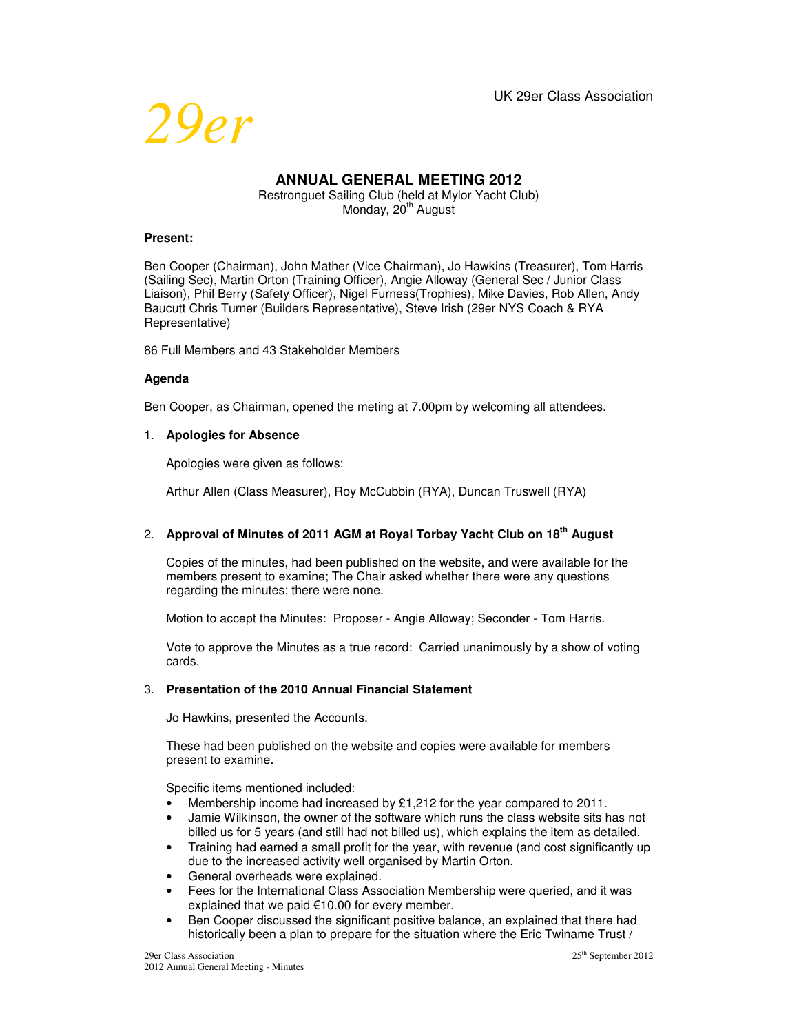UK 29er Class Association

*29er*

# ANNUAL GENERAL MEETING 2012

Restronguet Sailing Club (held at Mylor Yacht Club)
Monday, 20th August

**Present:**

Ben Cooper (Chairman), John Mather (Vice Chairman), Jo Hawkins (Treasurer), Tom Harris (Sailing Sec), Martin Orton (Training Officer), Angie Alloway (General Sec / Junior Class Liaison), Phil Berry (Safety Officer), Nigel Furness(Trophies), Mike Davies, Rob Allen, Andy Baucutt Chris Turner (Builders Representative), Steve Irish (29er NYS Coach & RYA Representative)

86 Full Members and 43 Stakeholder Members

**Agenda**

Ben Cooper, as Chairman, opened the meting at 7.00pm by welcoming all attendees.

1. **Apologies for Absence**

   Apologies were given as follows:

   Arthur Allen (Class Measurer), Roy McCubbin (RYA), Duncan Truswell (RYA)

2. **Approval of Minutes of 2011 AGM at Royal Torbay Yacht Club on 18th August**

   Copies of the minutes, had been published on the website, and were available for the members present to examine; The Chair asked whether there were any questions regarding the minutes; there were none.

   Motion to accept the Minutes: Proposer - Angie Alloway; Seconder - Tom Harris.

   Vote to approve the Minutes as a true record: Carried unanimously by a show of voting cards.

3. **Presentation of the 2010 Annual Financial Statement**

   Jo Hawkins, presented the Accounts.

   These had been published on the website and copies were available for members present to examine.

   Specific items mentioned included:

   - Membership income had increased by £1,212 for the year compared to 2011.
   - Jamie Wilkinson, the owner of the software which runs the class website sits has not billed us for 5 years (and still had not billed us), which explains the item as detailed.
   - Training had earned a small profit for the year, with revenue (and cost significantly up due to the increased activity well organised by Martin Orton.
   - General overheads were explained.
   - Fees for the International Class Association Membership were queried, and it was explained that we paid €10.00 for every member.
   - Ben Cooper discussed the significant positive balance, an explained that there had historically been a plan to prepare for the situation where the Eric Twiname Trust /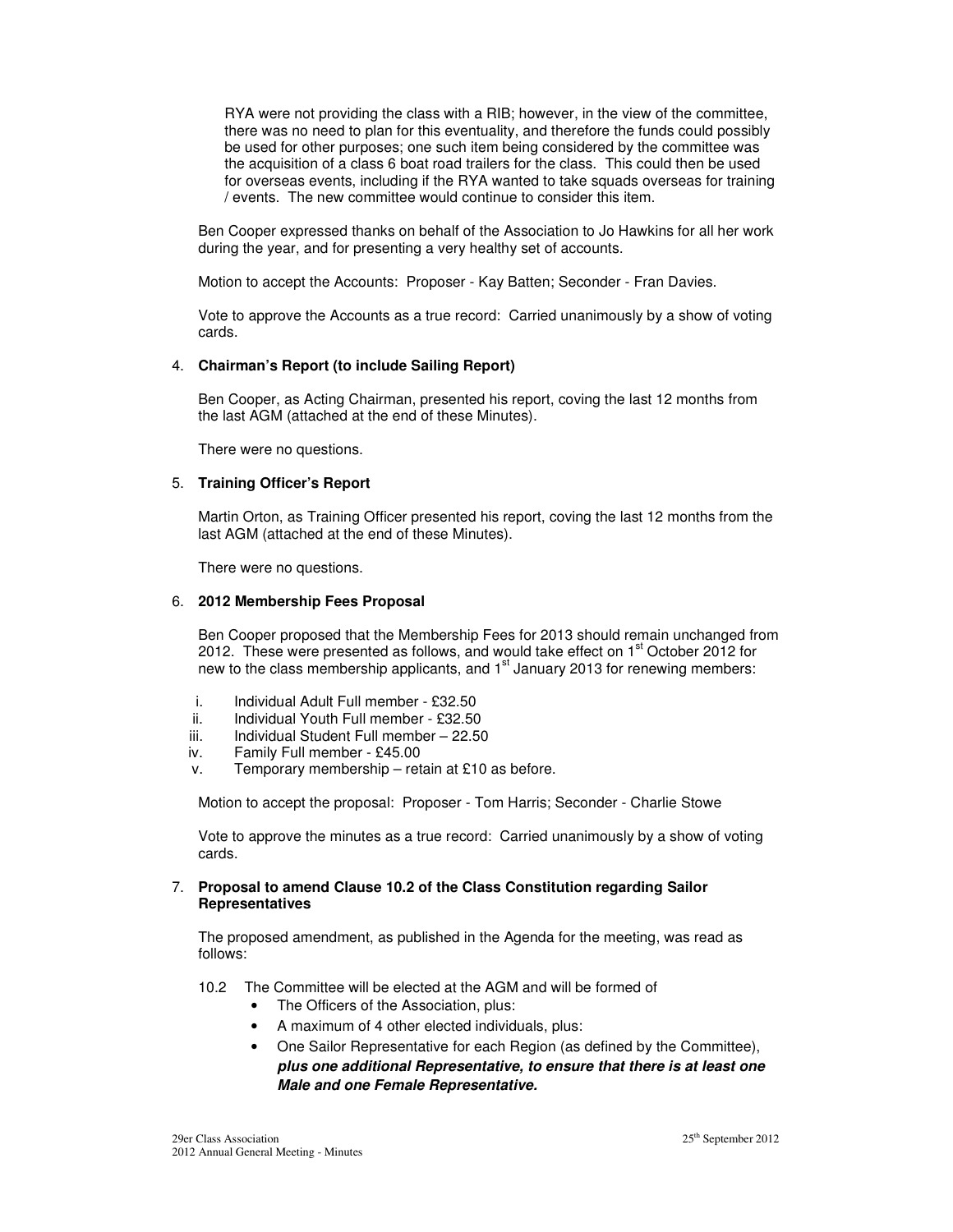RYA were not providing the class with a RIB; however, in the view of the committee, there was no need to plan for this eventuality, and therefore the funds could possibly be used for other purposes; one such item being considered by the committee was the acquisition of a class 6 boat road trailers for the class. This could then be used for overseas events, including if the RYA wanted to take squads overseas for training / events. The new committee would continue to consider this item.

Ben Cooper expressed thanks on behalf of the Association to Jo Hawkins for all her work during the year, and for presenting a very healthy set of accounts.

Motion to accept the Accounts: Proposer - Kay Batten; Seconder - Fran Davies.

Vote to approve the Accounts as a true record: Carried unanimously by a show of voting cards.

4. **Chairman's Report (to include Sailing Report)**

Ben Cooper, as Acting Chairman, presented his report, coving the last 12 months from the last AGM (attached at the end of these Minutes).

There were no questions.

5. **Training Officer's Report**

Martin Orton, as Training Officer presented his report, coving the last 12 months from the last AGM (attached at the end of these Minutes).

There were no questions.

6. **2012 Membership Fees Proposal**

Ben Cooper proposed that the Membership Fees for 2013 should remain unchanged from 2012. These were presented as follows, and would take effect on 1st October 2012 for new to the class membership applicants, and 1st January 2013 for renewing members:

i. Individual Adult Full member - £32.50
ii. Individual Youth Full member - £32.50
iii. Individual Student Full member – 22.50
iv. Family Full member - £45.00
v. Temporary membership – retain at £10 as before.

Motion to accept the proposal: Proposer - Tom Harris; Seconder - Charlie Stowe

Vote to approve the minutes as a true record: Carried unanimously by a show of voting cards.

7. **Proposal to amend Clause 10.2 of the Class Constitution regarding Sailor Representatives**

The proposed amendment, as published in the Agenda for the meeting, was read as follows:

10.2 The Committee will be elected at the AGM and will be formed of

- The Officers of the Association, plus:
- A maximum of 4 other elected individuals, plus:
- One Sailor Representative for each Region (as defined by the Committee), ***plus one additional Representative, to ensure that there is at least one Male and one Female Representative.***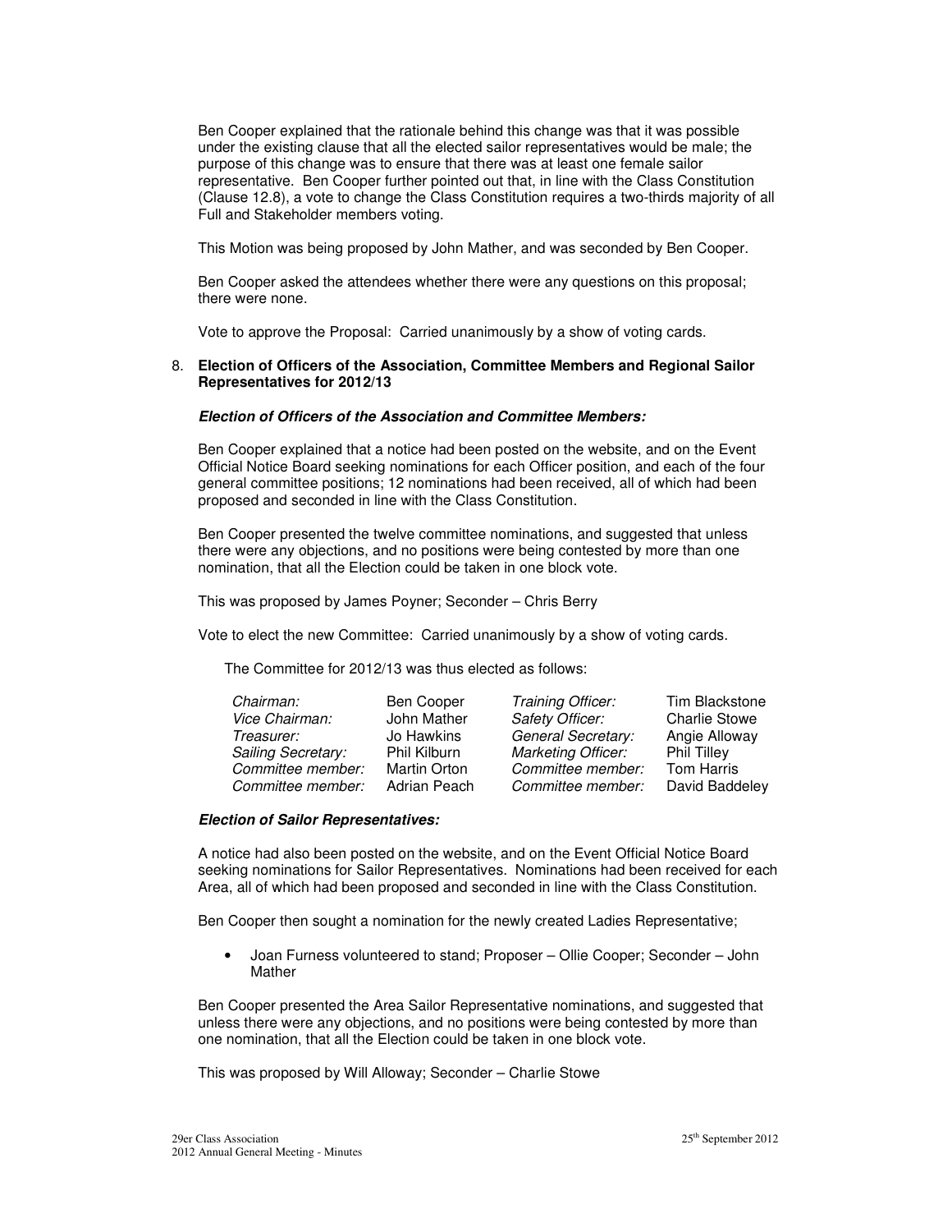Ben Cooper explained that the rationale behind this change was that it was possible under the existing clause that all the elected sailor representatives would be male; the purpose of this change was to ensure that there was at least one female sailor representative. Ben Cooper further pointed out that, in line with the Class Constitution (Clause 12.8), a vote to change the Class Constitution requires a two-thirds majority of all Full and Stakeholder members voting.

This Motion was being proposed by John Mather, and was seconded by Ben Cooper.

Ben Cooper asked the attendees whether there were any questions on this proposal; there were none.

Vote to approve the Proposal: Carried unanimously by a show of voting cards.

8. **Election of Officers of the Association, Committee Members and Regional Sailor Representatives for 2012/13**

***Election of Officers of the Association and Committee Members:***

Ben Cooper explained that a notice had been posted on the website, and on the Event Official Notice Board seeking nominations for each Officer position, and each of the four general committee positions; 12 nominations had been received, all of which had been proposed and seconded in line with the Class Constitution.

Ben Cooper presented the twelve committee nominations, and suggested that unless there were any objections, and no positions were being contested by more than one nomination, that all the Election could be taken in one block vote.

This was proposed by James Poyner; Seconder – Chris Berry

Vote to elect the new Committee: Carried unanimously by a show of voting cards.

The Committee for 2012/13 was thus elected as follows:

| | | | |
|---|---|---|---|
| *Chairman:* | Ben Cooper | *Training Officer:* | Tim Blackstone |
| *Vice Chairman:* | John Mather | *Safety Officer:* | Charlie Stowe |
| *Treasurer:* | Jo Hawkins | *General Secretary:* | Angie Alloway |
| *Sailing Secretary:* | Phil Kilburn | *Marketing Officer:* | Phil Tilley |
| *Committee member:* | Martin Orton | *Committee member:* | Tom Harris |
| *Committee member:* | Adrian Peach | *Committee member:* | David Baddeley |

***Election of Sailor Representatives:***

A notice had also been posted on the website, and on the Event Official Notice Board seeking nominations for Sailor Representatives. Nominations had been received for each Area, all of which had been proposed and seconded in line with the Class Constitution.

Ben Cooper then sought a nomination for the newly created Ladies Representative;

- Joan Furness volunteered to stand; Proposer – Ollie Cooper; Seconder – John Mather

Ben Cooper presented the Area Sailor Representative nominations, and suggested that unless there were any objections, and no positions were being contested by more than one nomination, that all the Election could be taken in one block vote.

This was proposed by Will Alloway; Seconder – Charlie Stowe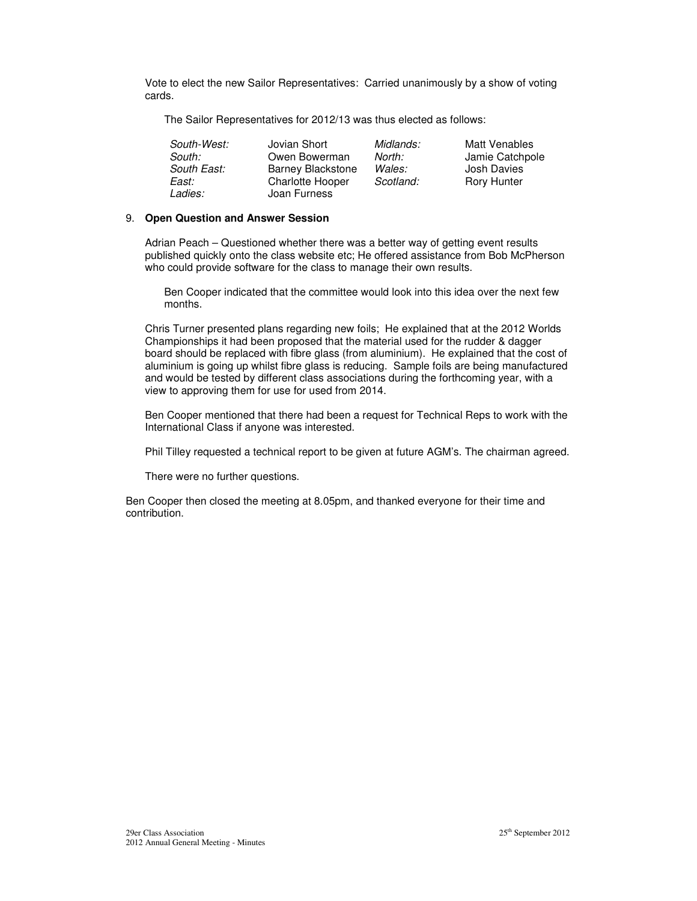Vote to elect the new Sailor Representatives: Carried unanimously by a show of voting cards.

The Sailor Representatives for 2012/13 was thus elected as follows:

| | | | |
|---|---|---|---|
| *South-West:* | Jovian Short | *Midlands:* | Matt Venables |
| *South:* | Owen Bowerman | *North:* | Jamie Catchpole |
| *South East:* | Barney Blackstone | *Wales:* | Josh Davies |
| *East:* | Charlotte Hooper | *Scotland:* | Rory Hunter |
| *Ladies:* | Joan Furness | | |

9. **Open Question and Answer Session**

Adrian Peach – Questioned whether there was a better way of getting event results published quickly onto the class website etc; He offered assistance from Bob McPherson who could provide software for the class to manage their own results.

Ben Cooper indicated that the committee would look into this idea over the next few months.

Chris Turner presented plans regarding new foils; He explained that at the 2012 Worlds Championships it had been proposed that the material used for the rudder & dagger board should be replaced with fibre glass (from aluminium). He explained that the cost of aluminium is going up whilst fibre glass is reducing. Sample foils are being manufactured and would be tested by different class associations during the forthcoming year, with a view to approving them for use for used from 2014.

Ben Cooper mentioned that there had been a request for Technical Reps to work with the International Class if anyone was interested.

Phil Tilley requested a technical report to be given at future AGM's. The chairman agreed.

There were no further questions.

Ben Cooper then closed the meeting at 8.05pm, and thanked everyone for their time and contribution.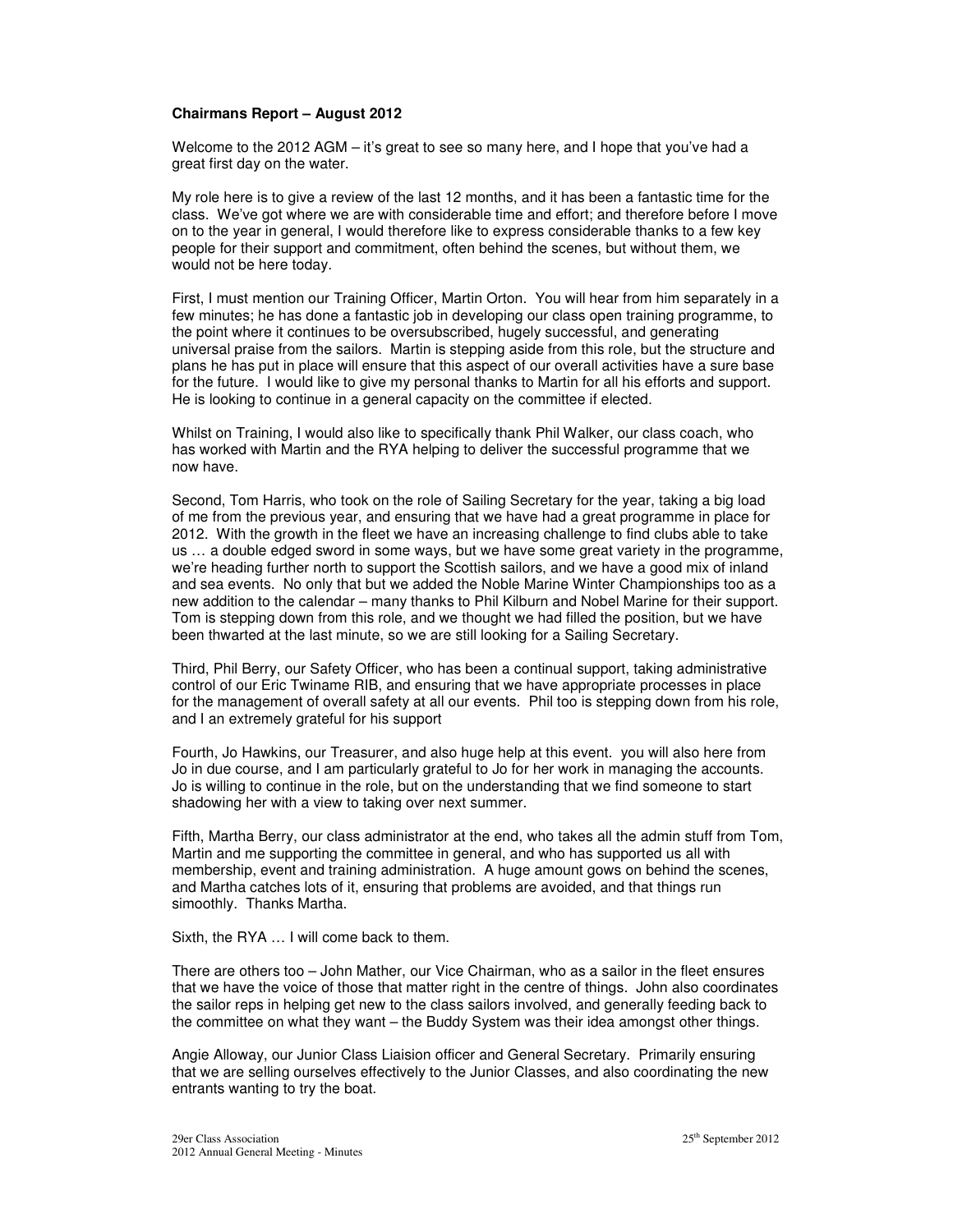**Chairmans Report – August 2012**

Welcome to the 2012 AGM – it's great to see so many here, and I hope that you've had a great first day on the water.

My role here is to give a review of the last 12 months, and it has been a fantastic time for the class. We've got where we are with considerable time and effort; and therefore before I move on to the year in general, I would therefore like to express considerable thanks to a few key people for their support and commitment, often behind the scenes, but without them, we would not be here today.

First, I must mention our Training Officer, Martin Orton. You will hear from him separately in a few minutes; he has done a fantastic job in developing our class open training programme, to the point where it continues to be oversubscribed, hugely successful, and generating universal praise from the sailors. Martin is stepping aside from this role, but the structure and plans he has put in place will ensure that this aspect of our overall activities have a sure base for the future. I would like to give my personal thanks to Martin for all his efforts and support. He is looking to continue in a general capacity on the committee if elected.

Whilst on Training, I would also like to specifically thank Phil Walker, our class coach, who has worked with Martin and the RYA helping to deliver the successful programme that we now have.

Second, Tom Harris, who took on the role of Sailing Secretary for the year, taking a big load of me from the previous year, and ensuring that we have had a great programme in place for 2012. With the growth in the fleet we have an increasing challenge to find clubs able to take us … a double edged sword in some ways, but we have some great variety in the programme, we're heading further north to support the Scottish sailors, and we have a good mix of inland and sea events. No only that but we added the Noble Marine Winter Championships too as a new addition to the calendar – many thanks to Phil Kilburn and Nobel Marine for their support. Tom is stepping down from this role, and we thought we had filled the position, but we have been thwarted at the last minute, so we are still looking for a Sailing Secretary.

Third, Phil Berry, our Safety Officer, who has been a continual support, taking administrative control of our Eric Twiname RIB, and ensuring that we have appropriate processes in place for the management of overall safety at all our events. Phil too is stepping down from his role, and I an extremely grateful for his support

Fourth, Jo Hawkins, our Treasurer, and also huge help at this event. you will also here from Jo in due course, and I am particularly grateful to Jo for her work in managing the accounts. Jo is willing to continue in the role, but on the understanding that we find someone to start shadowing her with a view to taking over next summer.

Fifth, Martha Berry, our class administrator at the end, who takes all the admin stuff from Tom, Martin and me supporting the committee in general, and who has supported us all with membership, event and training administration. A huge amount gows on behind the scenes, and Martha catches lots of it, ensuring that problems are avoided, and that things run simoothly. Thanks Martha.

Sixth, the RYA … I will come back to them.

There are others too – John Mather, our Vice Chairman, who as a sailor in the fleet ensures that we have the voice of those that matter right in the centre of things. John also coordinates the sailor reps in helping get new to the class sailors involved, and generally feeding back to the committee on what they want – the Buddy System was their idea amongst other things.

Angie Alloway, our Junior Class Liaision officer and General Secretary. Primarily ensuring that we are selling ourselves effectively to the Junior Classes, and also coordinating the new entrants wanting to try the boat.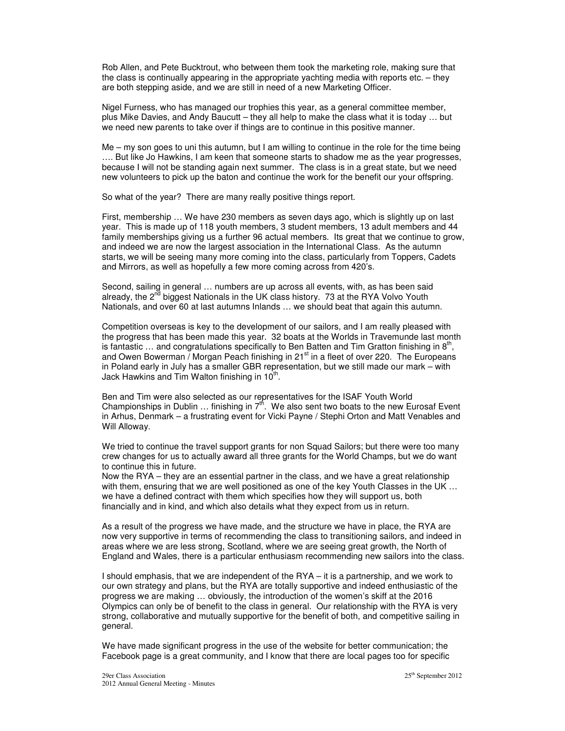Rob Allen, and Pete Bucktrout, who between them took the marketing role, making sure that the class is continually appearing in the appropriate yachting media with reports etc. – they are both stepping aside, and we are still in need of a new Marketing Officer.

Nigel Furness, who has managed our trophies this year, as a general committee member, plus Mike Davies, and Andy Baucutt – they all help to make the class what it is today … but we need new parents to take over if things are to continue in this positive manner.

Me – my son goes to uni this autumn, but I am willing to continue in the role for the time being …. But like Jo Hawkins, I am keen that someone starts to shadow me as the year progresses, because I will not be standing again next summer. The class is in a great state, but we need new volunteers to pick up the baton and continue the work for the benefit our your offspring.

So what of the year? There are many really positive things report.

First, membership … We have 230 members as seven days ago, which is slightly up on last year. This is made up of 118 youth members, 3 student members, 13 adult members and 44 family memberships giving us a further 96 actual members. Its great that we continue to grow, and indeed we are now the largest association in the International Class. As the autumn starts, we will be seeing many more coming into the class, particularly from Toppers, Cadets and Mirrors, as well as hopefully a few more coming across from 420's.

Second, sailing in general … numbers are up across all events, with, as has been said already, the 2nd biggest Nationals in the UK class history. 73 at the RYA Volvo Youth Nationals, and over 60 at last autumns Inlands … we should beat that again this autumn.

Competition overseas is key to the development of our sailors, and I am really pleased with the progress that has been made this year. 32 boats at the Worlds in Travemunde last month is fantastic … and congratulations specifically to Ben Batten and Tim Gratton finishing in 8th, and Owen Bowerman / Morgan Peach finishing in 21st in a fleet of over 220. The Europeans in Poland early in July has a smaller GBR representation, but we still made our mark – with Jack Hawkins and Tim Walton finishing in 10th.

Ben and Tim were also selected as our representatives for the ISAF Youth World Championships in Dublin … finishing in 7th. We also sent two boats to the new Eurosaf Event in Arhus, Denmark – a frustrating event for Vicki Payne / Stephi Orton and Matt Venables and Will Alloway.

We tried to continue the travel support grants for non Squad Sailors; but there were too many crew changes for us to actually award all three grants for the World Champs, but we do want to continue this in future.

Now the RYA – they are an essential partner in the class, and we have a great relationship with them, ensuring that we are well positioned as one of the key Youth Classes in the UK … we have a defined contract with them which specifies how they will support us, both financially and in kind, and which also details what they expect from us in return.

As a result of the progress we have made, and the structure we have in place, the RYA are now very supportive in terms of recommending the class to transitioning sailors, and indeed in areas where we are less strong, Scotland, where we are seeing great growth, the North of England and Wales, there is a particular enthusiasm recommending new sailors into the class.

I should emphasis, that we are independent of the RYA – it is a partnership, and we work to our own strategy and plans, but the RYA are totally supportive and indeed enthusiastic of the progress we are making … obviously, the introduction of the women's skiff at the 2016 Olympics can only be of benefit to the class in general. Our relationship with the RYA is very strong, collaborative and mutually supportive for the benefit of both, and competitive sailing in general.

We have made significant progress in the use of the website for better communication; the Facebook page is a great community, and I know that there are local pages too for specific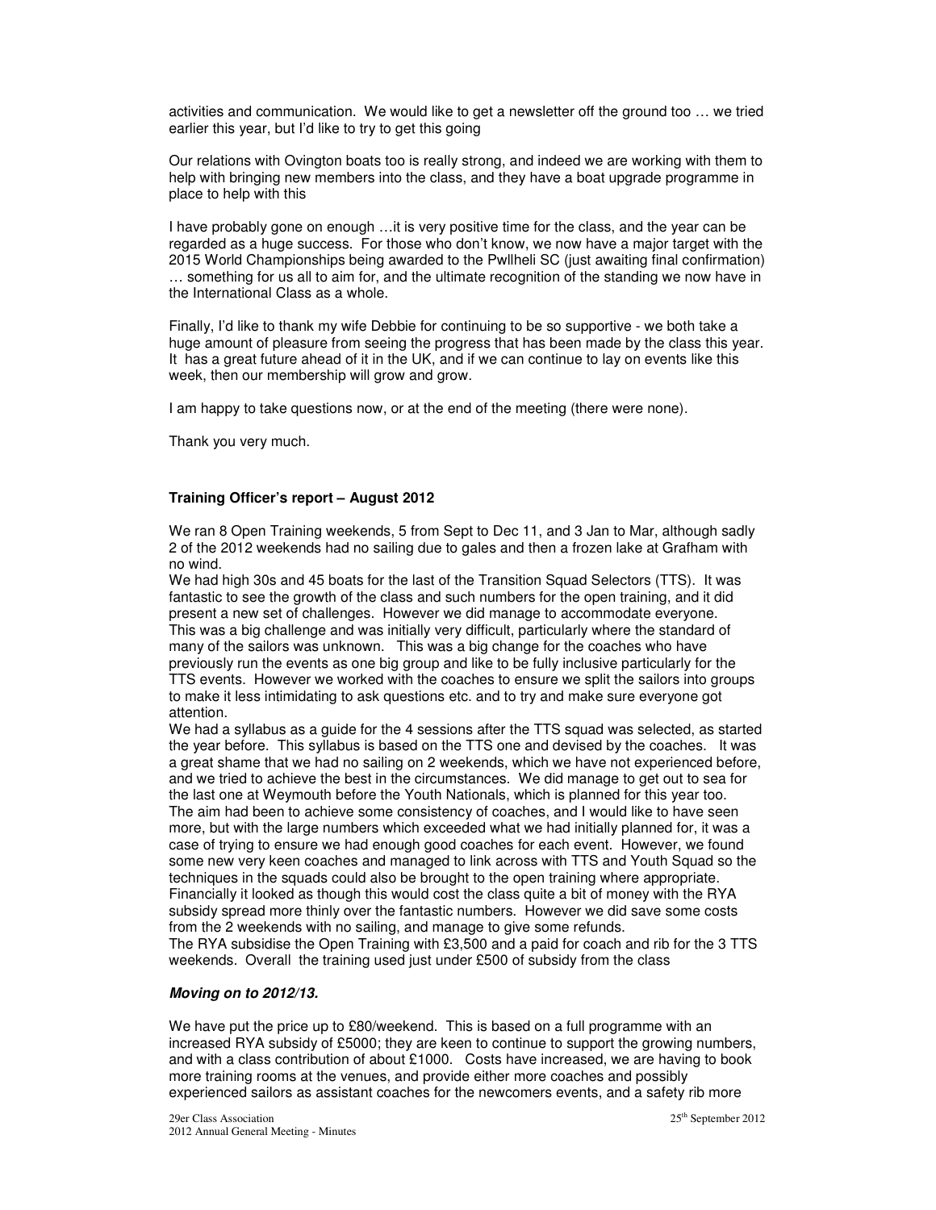activities and communication. We would like to get a newsletter off the ground too … we tried earlier this year, but I'd like to try to get this going

Our relations with Ovington boats too is really strong, and indeed we are working with them to help with bringing new members into the class, and they have a boat upgrade programme in place to help with this

I have probably gone on enough …it is very positive time for the class, and the year can be regarded as a huge success. For those who don't know, we now have a major target with the 2015 World Championships being awarded to the Pwllheli SC (just awaiting final confirmation) … something for us all to aim for, and the ultimate recognition of the standing we now have in the International Class as a whole.

Finally, I'd like to thank my wife Debbie for continuing to be so supportive - we both take a huge amount of pleasure from seeing the progress that has been made by the class this year. It has a great future ahead of it in the UK, and if we can continue to lay on events like this week, then our membership will grow and grow.

I am happy to take questions now, or at the end of the meeting (there were none).

Thank you very much.

**Training Officer's report – August 2012**

We ran 8 Open Training weekends, 5 from Sept to Dec 11, and 3 Jan to Mar, although sadly 2 of the 2012 weekends had no sailing due to gales and then a frozen lake at Grafham with no wind.
We had high 30s and 45 boats for the last of the Transition Squad Selectors (TTS). It was fantastic to see the growth of the class and such numbers for the open training, and it did present a new set of challenges. However we did manage to accommodate everyone. This was a big challenge and was initially very difficult, particularly where the standard of many of the sailors was unknown. This was a big change for the coaches who have previously run the events as one big group and like to be fully inclusive particularly for the TTS events. However we worked with the coaches to ensure we split the sailors into groups to make it less intimidating to ask questions etc. and to try and make sure everyone got attention.
We had a syllabus as a guide for the 4 sessions after the TTS squad was selected, as started the year before. This syllabus is based on the TTS one and devised by the coaches. It was a great shame that we had no sailing on 2 weekends, which we have not experienced before, and we tried to achieve the best in the circumstances. We did manage to get out to sea for the last one at Weymouth before the Youth Nationals, which is planned for this year too.
The aim had been to achieve some consistency of coaches, and I would like to have seen more, but with the large numbers which exceeded what we had initially planned for, it was a case of trying to ensure we had enough good coaches for each event. However, we found some new very keen coaches and managed to link across with TTS and Youth Squad so the techniques in the squads could also be brought to the open training where appropriate.
Financially it looked as though this would cost the class quite a bit of money with the RYA subsidy spread more thinly over the fantastic numbers. However we did save some costs from the 2 weekends with no sailing, and manage to give some refunds.
The RYA subsidise the Open Training with £3,500 and a paid for coach and rib for the 3 TTS weekends. Overall the training used just under £500 of subsidy from the class

***Moving on to 2012/13.***

We have put the price up to £80/weekend. This is based on a full programme with an increased RYA subsidy of £5000; they are keen to continue to support the growing numbers, and with a class contribution of about £1000. Costs have increased, we are having to book more training rooms at the venues, and provide either more coaches and possibly experienced sailors as assistant coaches for the newcomers events, and a safety rib more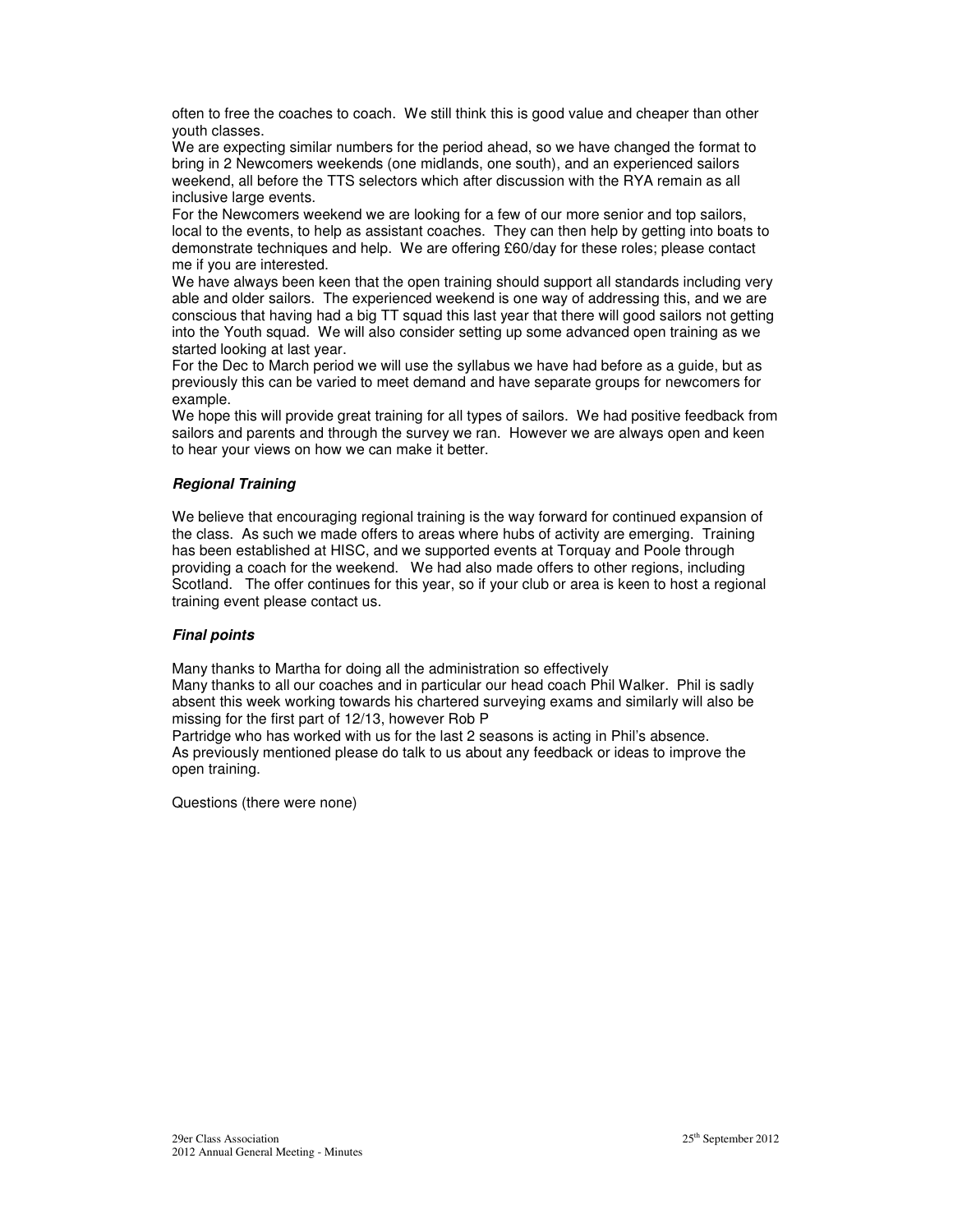often to free the coaches to coach. We still think this is good value and cheaper than other youth classes.

We are expecting similar numbers for the period ahead, so we have changed the format to bring in 2 Newcomers weekends (one midlands, one south), and an experienced sailors weekend, all before the TTS selectors which after discussion with the RYA remain as all inclusive large events.

For the Newcomers weekend we are looking for a few of our more senior and top sailors, local to the events, to help as assistant coaches. They can then help by getting into boats to demonstrate techniques and help. We are offering £60/day for these roles; please contact me if you are interested.

We have always been keen that the open training should support all standards including very able and older sailors. The experienced weekend is one way of addressing this, and we are conscious that having had a big TT squad this last year that there will good sailors not getting into the Youth squad. We will also consider setting up some advanced open training as we started looking at last year.

For the Dec to March period we will use the syllabus we have had before as a guide, but as previously this can be varied to meet demand and have separate groups for newcomers for example.

We hope this will provide great training for all types of sailors. We had positive feedback from sailors and parents and through the survey we ran. However we are always open and keen to hear your views on how we can make it better.

***Regional Training***

We believe that encouraging regional training is the way forward for continued expansion of the class. As such we made offers to areas where hubs of activity are emerging. Training has been established at HISC, and we supported events at Torquay and Poole through providing a coach for the weekend. We had also made offers to other regions, including Scotland. The offer continues for this year, so if your club or area is keen to host a regional training event please contact us.

***Final points***

Many thanks to Martha for doing all the administration so effectively

Many thanks to all our coaches and in particular our head coach Phil Walker. Phil is sadly absent this week working towards his chartered surveying exams and similarly will also be missing for the first part of 12/13, however Rob P

Partridge who has worked with us for the last 2 seasons is acting in Phil's absence.

As previously mentioned please do talk to us about any feedback or ideas to improve the open training.

Questions (there were none)